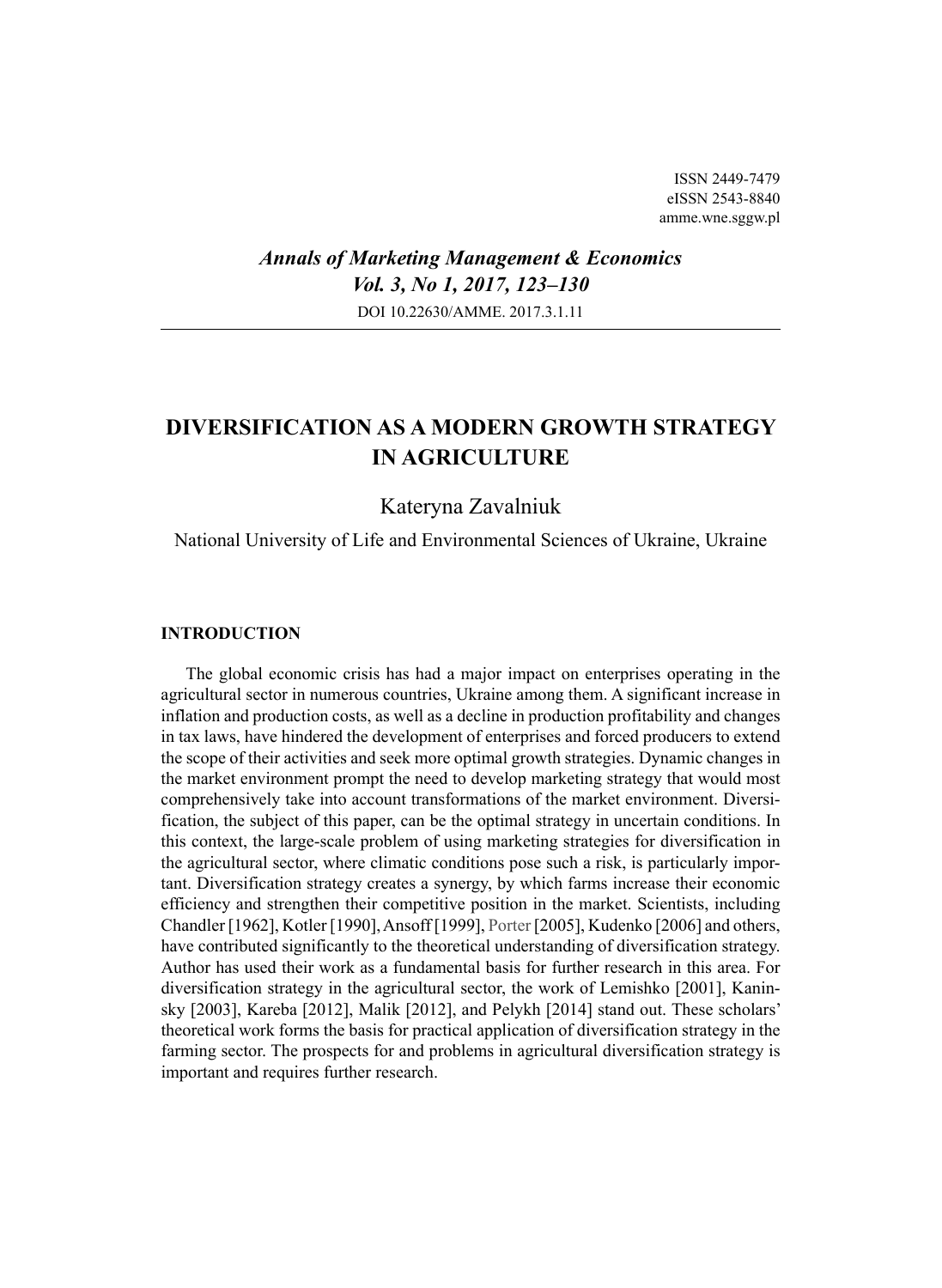ISSN 2449-7479
eISSN 2543-8840
amme.wne.sggw.pl

***Annals of Marketing Management & Economics***
***Vol. 3, No 1, 2017, 123–130***
DOI 10.22630/AMME. 2017.3.1.11

# DIVERSIFICATION AS A MODERN GROWTH STRATEGY IN AGRICULTURE

Kateryna Zavalniuk

National University of Life and Environmental Sciences of Ukraine, Ukraine

## INTRODUCTION

The global economic crisis has had a major impact on enterprises operating in the agricultural sector in numerous countries, Ukraine among them. A significant increase in inflation and production costs, as well as a decline in production profitability and changes in tax laws, have hindered the development of enterprises and forced producers to extend the scope of their activities and seek more optimal growth strategies. Dynamic changes in the market environment prompt the need to develop marketing strategy that would most comprehensively take into account transformations of the market environment. Diversification, the subject of this paper, can be the optimal strategy in uncertain conditions. In this context, the large-scale problem of using marketing strategies for diversification in the agricultural sector, where climatic conditions pose such a risk, is particularly important. Diversification strategy creates a synergy, by which farms increase their economic efficiency and strengthen their competitive position in the market. Scientists, including Chandler [1962], Kotler [1990], Ansoff [1999], Porter [2005], Kudenko [2006] and others, have contributed significantly to the theoretical understanding of diversification strategy. Author has used their work as a fundamental basis for further research in this area. For diversification strategy in the agricultural sector, the work of Lemishko [2001], Kaninsky [2003], Kareba [2012], Malik [2012], and Pelykh [2014] stand out. These scholars' theoretical work forms the basis for practical application of diversification strategy in the farming sector. The prospects for and problems in agricultural diversification strategy is important and requires further research.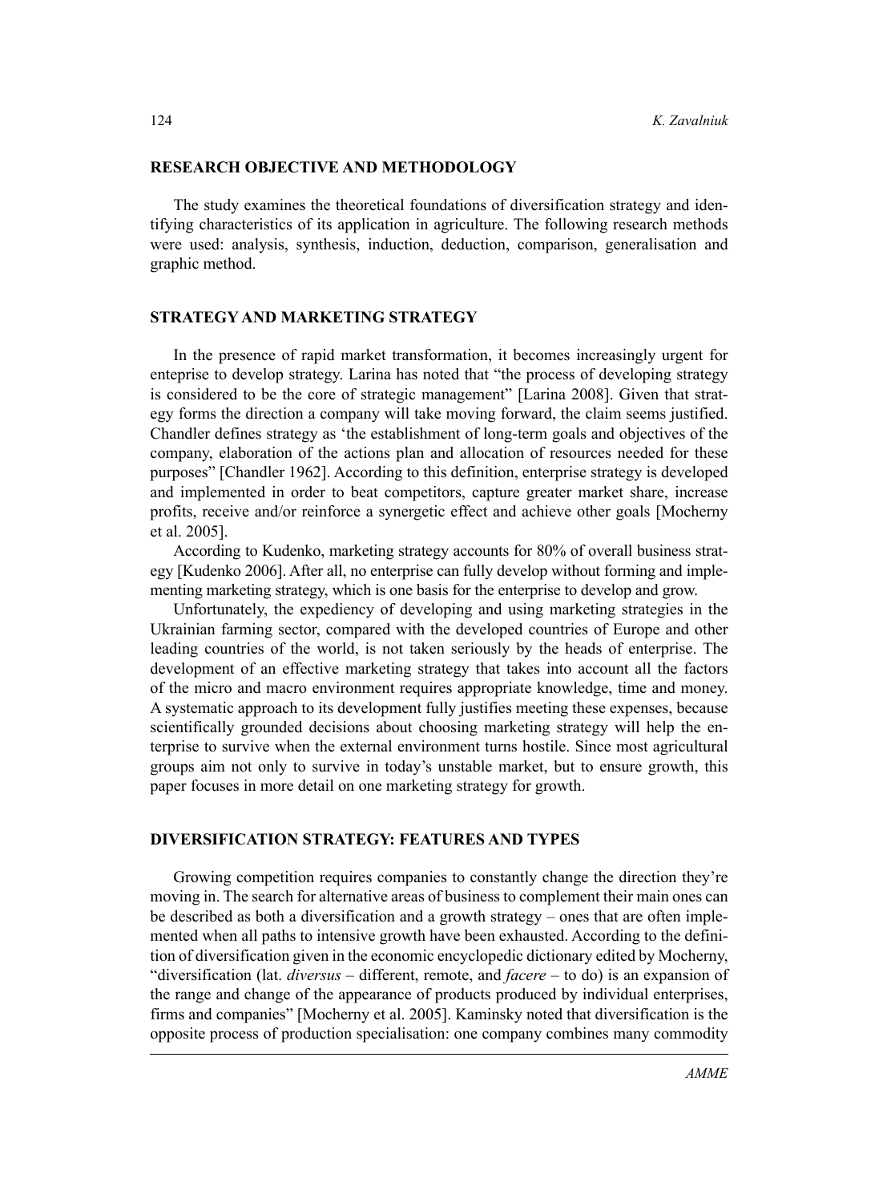## RESEARCH OBJECTIVE AND METHODOLOGY

The study examines the theoretical foundations of diversification strategy and identifying characteristics of its application in agriculture. The following research methods were used: analysis, synthesis, induction, deduction, comparison, generalisation and graphic method.

## STRATEGY AND MARKETING STRATEGY

In the presence of rapid market transformation, it becomes increasingly urgent for enteprise to develop strategy. Larina has noted that "the process of developing strategy is considered to be the core of strategic management" [Larina 2008]. Given that strategy forms the direction a company will take moving forward, the claim seems justified. Chandler defines strategy as 'the establishment of long-term goals and objectives of the company, elaboration of the actions plan and allocation of resources needed for these purposes" [Chandler 1962]. According to this definition, enterprise strategy is developed and implemented in order to beat competitors, capture greater market share, increase profits, receive and/or reinforce a synergetic effect and achieve other goals [Mocherny et al. 2005].

According to Kudenko, marketing strategy accounts for 80% of overall business strategy [Kudenko 2006]. After all, no enterprise can fully develop without forming and implementing marketing strategy, which is one basis for the enterprise to develop and grow.

Unfortunately, the expediency of developing and using marketing strategies in the Ukrainian farming sector, compared with the developed countries of Europe and other leading countries of the world, is not taken seriously by the heads of enterprise. The development of an effective marketing strategy that takes into account all the factors of the micro and macro environment requires appropriate knowledge, time and money. A systematic approach to its development fully justifies meeting these expenses, because scientifically grounded decisions about choosing marketing strategy will help the enterprise to survive when the external environment turns hostile. Since most agricultural groups aim not only to survive in today's unstable market, but to ensure growth, this paper focuses in more detail on one marketing strategy for growth.

## DIVERSIFICATION STRATEGY: FEATURES AND TYPES

Growing competition requires companies to constantly change the direction they're moving in. The search for alternative areas of business to complement their main ones can be described as both a diversification and a growth strategy – ones that are often implemented when all paths to intensive growth have been exhausted. According to the definition of diversification given in the economic encyclopedic dictionary edited by Mocherny, "diversification (lat. *diversus* – different, remote, and *facere* – to do) is an expansion of the range and change of the appearance of products produced by individual enterprises, firms and companies" [Mocherny et al. 2005]. Kaminsky noted that diversification is the opposite process of production specialisation: one company combines many commodity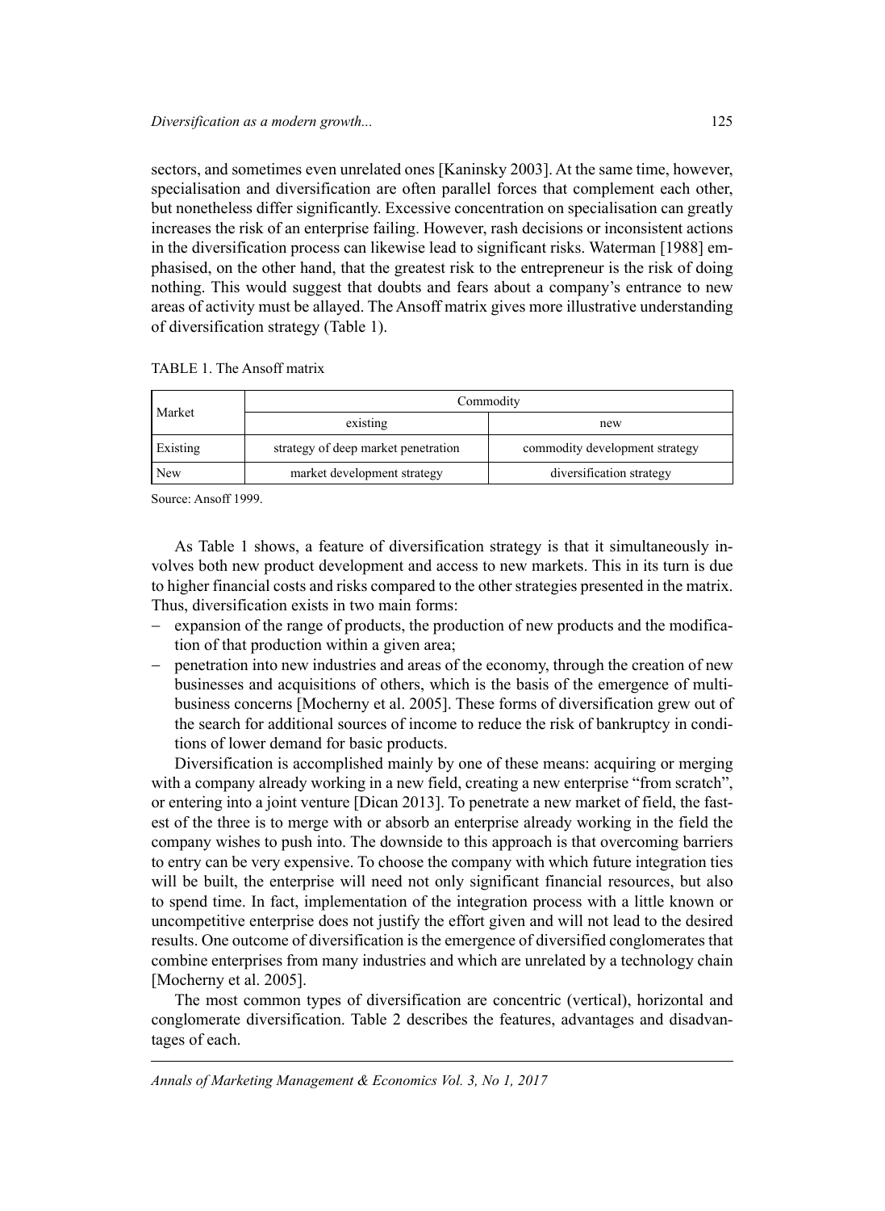sectors, and sometimes even unrelated ones [Kaninsky 2003]. At the same time, however, specialisation and diversification are often parallel forces that complement each other, but nonetheless differ significantly. Excessive concentration on specialisation can greatly increases the risk of an enterprise failing. However, rash decisions or inconsistent actions in the diversification process can likewise lead to significant risks. Waterman [1988] emphasised, on the other hand, that the greatest risk to the entrepreneur is the risk of doing nothing. This would suggest that doubts and fears about a company's entrance to new areas of activity must be allayed. The Ansoff matrix gives more illustrative understanding of diversification strategy (Table 1).

TABLE 1. The Ansoff matrix

| Market | Commodity | |
|---|---|---|
| | existing | new |
| Existing | strategy of deep market penetration | commodity development strategy |
| New | market development strategy | diversification strategy |

Source: Ansoff 1999.

As Table 1 shows, a feature of diversification strategy is that it simultaneously involves both new product development and access to new markets. This in its turn is due to higher financial costs and risks compared to the other strategies presented in the matrix. Thus, diversification exists in two main forms:

- expansion of the range of products, the production of new products and the modification of that production within a given area;
- penetration into new industries and areas of the economy, through the creation of new businesses and acquisitions of others, which is the basis of the emergence of multi-business concerns [Mocherny et al. 2005]. These forms of diversification grew out of the search for additional sources of income to reduce the risk of bankruptcy in conditions of lower demand for basic products.

Diversification is accomplished mainly by one of these means: acquiring or merging with a company already working in a new field, creating a new enterprise "from scratch", or entering into a joint venture [Dican 2013]. To penetrate a new market of field, the fastest of the three is to merge with or absorb an enterprise already working in the field the company wishes to push into. The downside to this approach is that overcoming barriers to entry can be very expensive. To choose the company with which future integration ties will be built, the enterprise will need not only significant financial resources, but also to spend time. In fact, implementation of the integration process with a little known or uncompetitive enterprise does not justify the effort given and will not lead to the desired results. One outcome of diversification is the emergence of diversified conglomerates that combine enterprises from many industries and which are unrelated by a technology chain [Mocherny et al. 2005].

The most common types of diversification are concentric (vertical), horizontal and conglomerate diversification. Table 2 describes the features, advantages and disadvantages of each.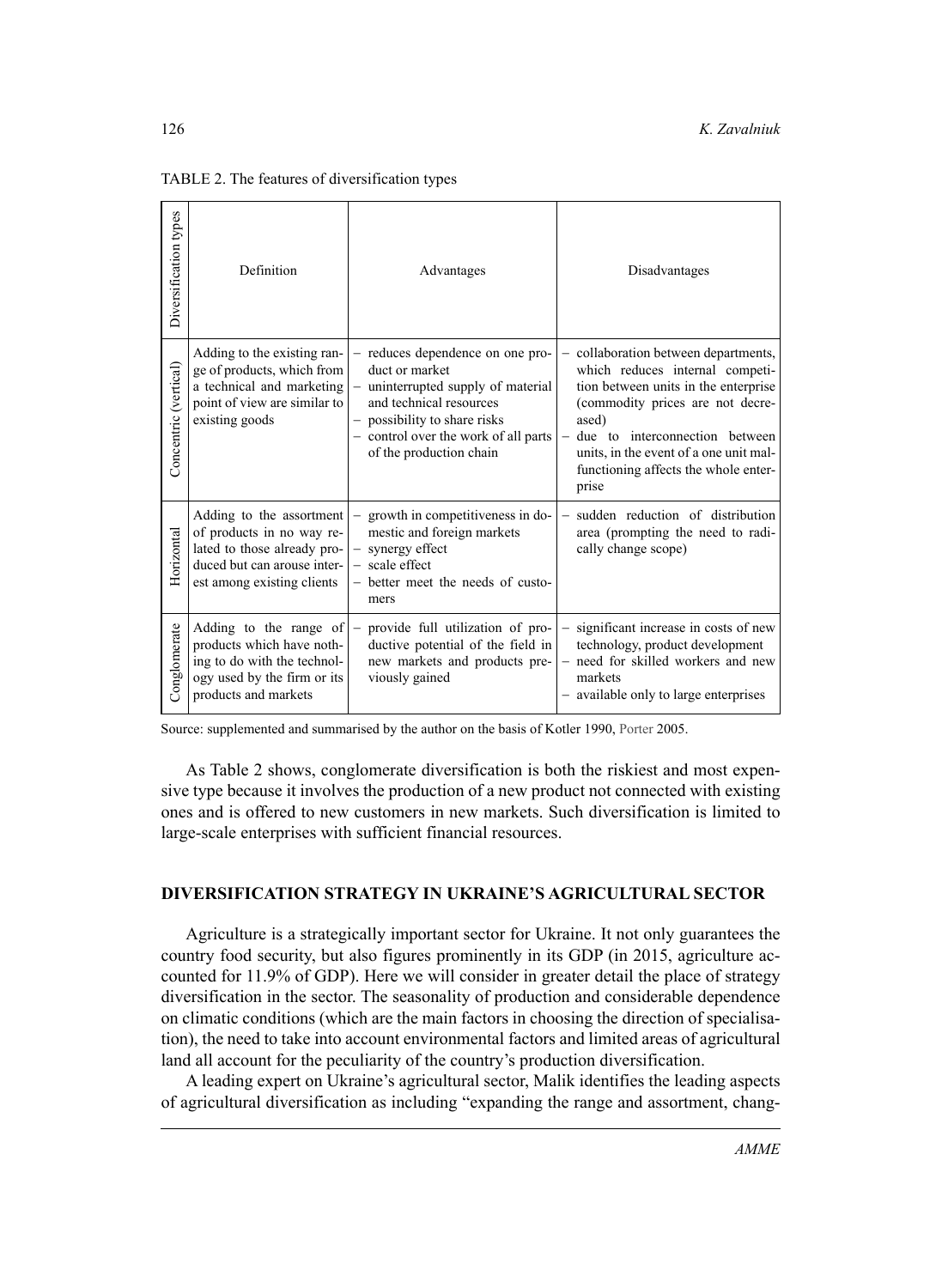TABLE 2. The features of diversification types

| Diversification types | Definition | Advantages | Disadvantages |
| --- | --- | --- | --- |
| Concentric (vertical) | Adding to the existing range of products, which from a technical and marketing point of view are similar to existing goods | – reduces dependence on one product or market<br>– uninterrupted supply of material and technical resources<br>– possibility to share risks<br>– control over the work of all parts of the production chain | – collaboration between departments, which reduces internal competition between units in the enterprise (commodity prices are not decreased)<br>– due to interconnection between units, in the event of a one unit malfunctioning affects the whole enterprise |
| Horizontal | Adding to the assortment of products in no way related to those already produced but can arouse interest among existing clients | – growth in competitiveness in domestic and foreign markets<br>– synergy effect<br>– scale effect<br>– better meet the needs of customers | – sudden reduction of distribution area (prompting the need to radically change scope) |
| Conglomerate | Adding to the range of products which have nothing to do with the technology used by the firm or its products and markets | – provide full utilization of productive potential of the field in new markets and products previously gained | – significant increase in costs of new technology, product development<br>– need for skilled workers and new markets<br>– available only to large enterprises |

Source: supplemented and summarised by the author on the basis of Kotler 1990, Porter 2005.

As Table 2 shows, conglomerate diversification is both the riskiest and most expensive type because it involves the production of a new product not connected with existing ones and is offered to new customers in new markets. Such diversification is limited to large-scale enterprises with sufficient financial resources.

## DIVERSIFICATION STRATEGY IN UKRAINE'S AGRICULTURAL SECTOR

Agriculture is a strategically important sector for Ukraine. It not only guarantees the country food security, but also figures prominently in its GDP (in 2015, agriculture accounted for 11.9% of GDP). Here we will consider in greater detail the place of strategy diversification in the sector. The seasonality of production and considerable dependence on climatic conditions (which are the main factors in choosing the direction of specialisation), the need to take into account environmental factors and limited areas of agricultural land all account for the peculiarity of the country's production diversification.

A leading expert on Ukraine's agricultural sector, Malik identifies the leading aspects of agricultural diversification as including "expanding the range and assortment, chang-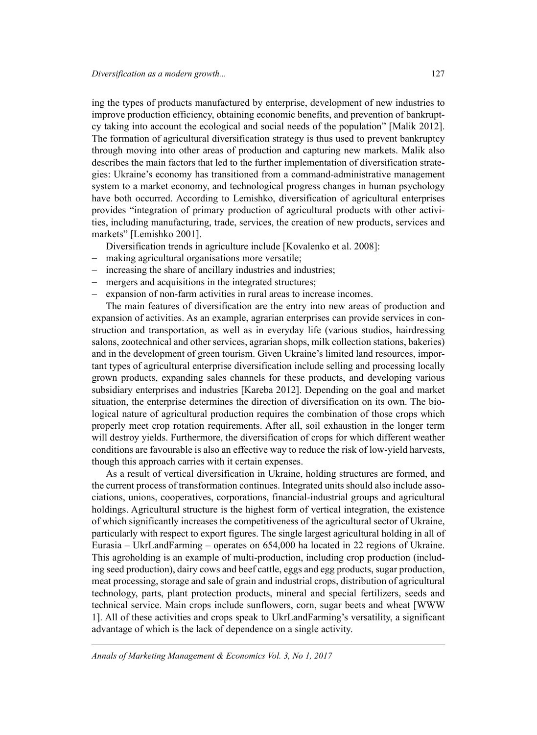ing the types of products manufactured by enterprise, development of new industries to improve production efficiency, obtaining economic benefits, and prevention of bankruptcy taking into account the ecological and social needs of the population" [Malik 2012]. The formation of agricultural diversification strategy is thus used to prevent bankruptcy through moving into other areas of production and capturing new markets. Malik also describes the main factors that led to the further implementation of diversification strategies: Ukraine's economy has transitioned from a command-administrative management system to a market economy, and technological progress changes in human psychology have both occurred. According to Lemishko, diversification of agricultural enterprises provides "integration of primary production of agricultural products with other activities, including manufacturing, trade, services, the creation of new products, services and markets" [Lemishko 2001].

Diversification trends in agriculture include [Kovalenko et al. 2008]:

- making agricultural organisations more versatile;
- increasing the share of ancillary industries and industries;
- mergers and acquisitions in the integrated structures;
- expansion of non-farm activities in rural areas to increase incomes.

The main features of diversification are the entry into new areas of production and expansion of activities. As an example, agrarian enterprises can provide services in construction and transportation, as well as in everyday life (various studios, hairdressing salons, zootechnical and other services, agrarian shops, milk collection stations, bakeries) and in the development of green tourism. Given Ukraine's limited land resources, important types of agricultural enterprise diversification include selling and processing locally grown products, expanding sales channels for these products, and developing various subsidiary enterprises and industries [Kareba 2012]. Depending on the goal and market situation, the enterprise determines the direction of diversification on its own. The biological nature of agricultural production requires the combination of those crops which properly meet crop rotation requirements. After all, soil exhaustion in the longer term will destroy yields. Furthermore, the diversification of crops for which different weather conditions are favourable is also an effective way to reduce the risk of low-yield harvests, though this approach carries with it certain expenses.

As a result of vertical diversification in Ukraine, holding structures are formed, and the current process of transformation continues. Integrated units should also include associations, unions, cooperatives, corporations, financial-industrial groups and agricultural holdings. Agricultural structure is the highest form of vertical integration, the existence of which significantly increases the competitiveness of the agricultural sector of Ukraine, particularly with respect to export figures. The single largest agricultural holding in all of Eurasia – UkrLandFarming – operates on 654,000 ha located in 22 regions of Ukraine. This agroholding is an example of multi-production, including crop production (including seed production), dairy cows and beef cattle, eggs and egg products, sugar production, meat processing, storage and sale of grain and industrial crops, distribution of agricultural technology, parts, plant protection products, mineral and special fertilizers, seeds and technical service. Main crops include sunflowers, corn, sugar beets and wheat [WWW 1]. All of these activities and crops speak to UkrLandFarming's versatility, a significant advantage of which is the lack of dependence on a single activity.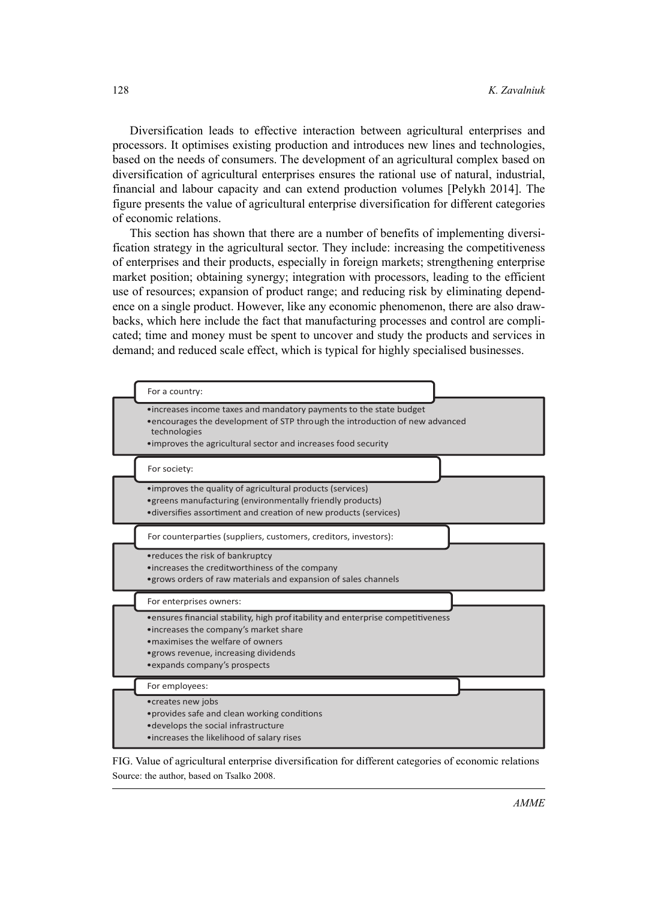Diversification leads to effective interaction between agricultural enterprises and processors. It optimises existing production and introduces new lines and technologies, based on the needs of consumers. The development of an agricultural complex based on diversification of agricultural enterprises ensures the rational use of natural, industrial, financial and labour capacity and can extend production volumes [Pelykh 2014]. The figure presents the value of agricultural enterprise diversification for different categories of economic relations.

This section has shown that there are a number of benefits of implementing diversification strategy in the agricultural sector. They include: increasing the competitiveness of enterprises and their products, especially in foreign markets; strengthening enterprise market position; obtaining synergy; integration with processors, leading to the efficient use of resources; expansion of product range; and reducing risk by eliminating dependence on a single product. However, like any economic phenomenon, there are also drawbacks, which here include the fact that manufacturing processes and control are complicated; time and money must be spent to uncover and study the products and services in demand; and reduced scale effect, which is typical for highly specialised businesses.

For a country:

- increases income taxes and mandatory payments to the state budget
- encourages the development of STP through the introduction of new advanced technologies
- improves the agricultural sector and increases food security

For society:

- improves the quality of agricultural products (services)
- greens manufacturing (environmentally friendly products)
- diversifies assortment and creation of new products (services)

For counterparties (suppliers, customers, creditors, investors):

- reduces the risk of bankruptcy
- increases the creditworthiness of the company
- grows orders of raw materials and expansion of sales channels

For enterprises owners:

- ensures financial stability, high profitability and enterprise competitiveness
- increases the company's market share
- maximises the welfare of owners
- grows revenue, increasing dividends
- expands company's prospects

For employees:

- creates new jobs
- provides safe and clean working conditions
- develops the social infrastructure
- increases the likelihood of salary rises

FIG. Value of agricultural enterprise diversification for different categories of economic relations

Source: the author, based on Tsalko 2008.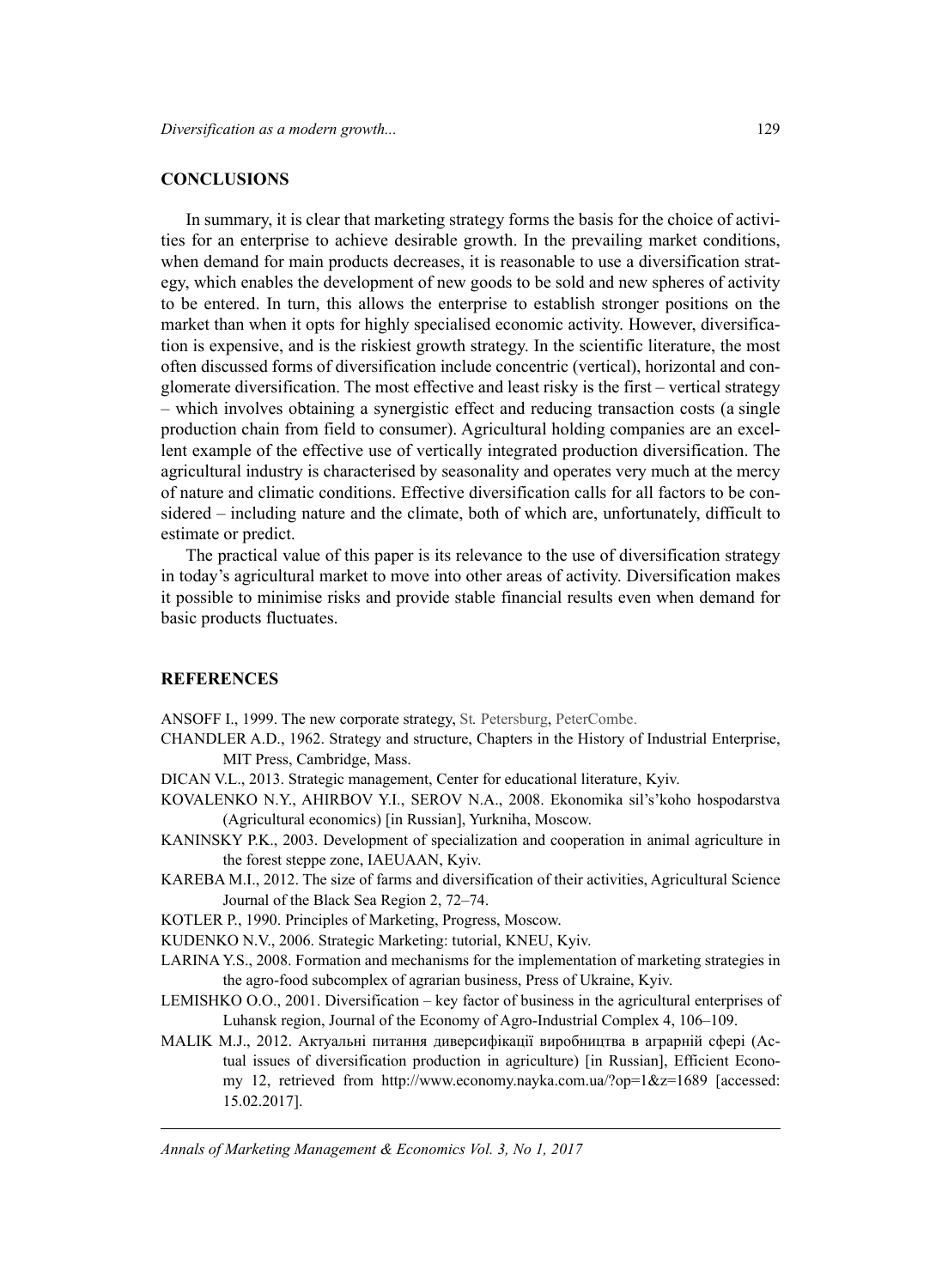## CONCLUSIONS

In summary, it is clear that marketing strategy forms the basis for the choice of activities for an enterprise to achieve desirable growth. In the prevailing market conditions, when demand for main products decreases, it is reasonable to use a diversification strategy, which enables the development of new goods to be sold and new spheres of activity to be entered. In turn, this allows the enterprise to establish stronger positions on the market than when it opts for highly specialised economic activity. However, diversification is expensive, and is the riskiest growth strategy. In the scientific literature, the most often discussed forms of diversification include concentric (vertical), horizontal and conglomerate diversification. The most effective and least risky is the first – vertical strategy – which involves obtaining a synergistic effect and reducing transaction costs (a single production chain from field to consumer). Agricultural holding companies are an excellent example of the effective use of vertically integrated production diversification. The agricultural industry is characterised by seasonality and operates very much at the mercy of nature and climatic conditions. Effective diversification calls for all factors to be considered – including nature and the climate, both of which are, unfortunately, difficult to estimate or predict.

The practical value of this paper is its relevance to the use of diversification strategy in today's agricultural market to move into other areas of activity. Diversification makes it possible to minimise risks and provide stable financial results even when demand for basic products fluctuates.

## REFERENCES

ANSOFF I., 1999. The new corporate strategy, St. Petersburg, PeterCombe.

CHANDLER A.D., 1962. Strategy and structure, Chapters in the History of Industrial Enterprise, MIT Press, Cambridge, Mass.

DICAN V.L., 2013. Strategic management, Center for educational literature, Kyiv.

KOVALENKO N.Y., AHIRBOV Y.I., SEROV N.A., 2008. Ekonomika sil's'koho hospodarstva (Agricultural economics) [in Russian], Yurkniha, Moscow.

KANINSKY P.K., 2003. Development of specialization and cooperation in animal agriculture in the forest steppe zone, IAEUAAN, Kyiv.

KAREBA M.I., 2012. The size of farms and diversification of their activities, Agricultural Science Journal of the Black Sea Region 2, 72–74.

KOTLER P., 1990. Principles of Marketing, Progress, Moscow.

KUDENKO N.V., 2006. Strategic Marketing: tutorial, KNEU, Kyiv.

LARINA Y.S., 2008. Formation and mechanisms for the implementation of marketing strategies in the agro-food subcomplex of agrarian business, Press of Ukraine, Kyiv.

LEMISHKO O.O., 2001. Diversification – key factor of business in the agricultural enterprises of Luhansk region, Journal of the Economy of Agro-Industrial Complex 4, 106–109.

MALIK M.J., 2012. Актуальні питання диверсифікації виробництва в аграрній сфері (Actual issues of diversification production in agriculture) [in Russian], Efficient Economy 12, retrieved from http://www.economy.nayka.com.ua/?op=1&z=1689 [accessed: 15.02.2017].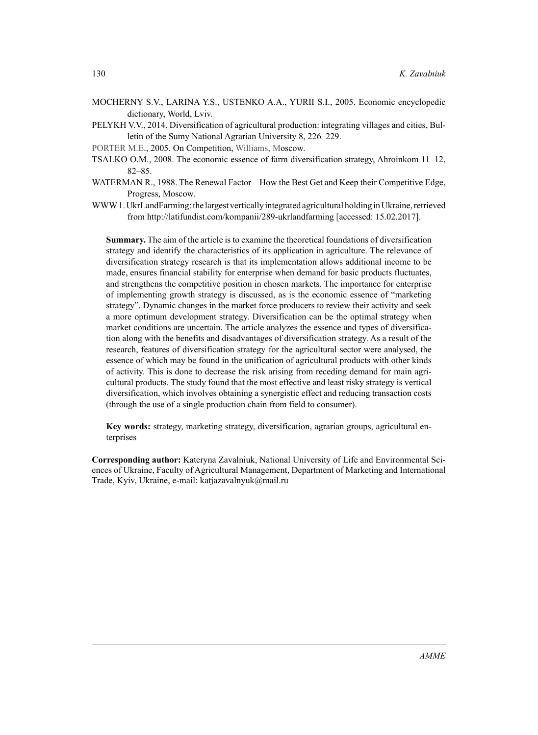MOCHERNY S.V., LARINA Y.S., USTENKO A.A., YURII S.I., 2005. Economic encyclopedic dictionary, World, Lviv.

PELYKH V.V., 2014. Diversification of agricultural production: integrating villages and cities, Bulletin of the Sumy National Agrarian University 8, 226–229.

PORTER M.E., 2005. On Competition, Williams, Moscow.

TSALKO O.M., 2008. The economic essence of farm diversification strategy, Ahroinkom 11–12, 82–85.

WATERMAN R., 1988. The Renewal Factor – How the Best Get and Keep their Competitive Edge, Progress, Moscow.

WWW 1. UkrLandFarming: the largest vertically integrated agricultural holding in Ukraine, retrieved from http://latifundist.com/kompanii/289-ukrlandfarming [accessed: 15.02.2017].

**Summary.** The aim of the article is to examine the theoretical foundations of diversification strategy and identify the characteristics of its application in agriculture. The relevance of diversification strategy research is that its implementation allows additional income to be made, ensures financial stability for enterprise when demand for basic products fluctuates, and strengthens the competitive position in chosen markets. The importance for enterprise of implementing growth strategy is discussed, as is the economic essence of "marketing strategy". Dynamic changes in the market force producers to review their activity and seek a more optimum development strategy. Diversification can be the optimal strategy when market conditions are uncertain. The article analyzes the essence and types of diversification along with the benefits and disadvantages of diversification strategy. As a result of the research, features of diversification strategy for the agricultural sector were analysed, the essence of which may be found in the unification of agricultural products with other kinds of activity. This is done to decrease the risk arising from receding demand for main agricultural products. The study found that the most effective and least risky strategy is vertical diversification, which involves obtaining a synergistic effect and reducing transaction costs (through the use of a single production chain from field to consumer).

**Key words:** strategy, marketing strategy, diversification, agrarian groups, agricultural enterprises

**Corresponding author:** Kateryna Zavalniuk, National University of Life and Environmental Sciences of Ukraine, Faculty of Agricultural Management, Department of Marketing and International Trade, Kyiv, Ukraine, e-mail: katjazavalnyuk@mail.ru